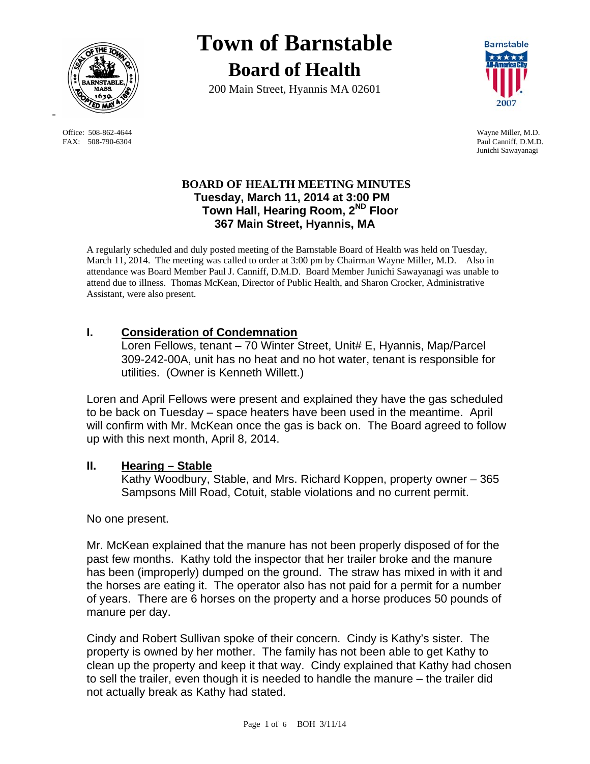# Town of Barnstable

## Board of Health

200 Main Street, Hyannis MA 02601

Office: 508-862-4644
FAX: 508-790-6304

Wayne Miller, M.D.
Paul Canniff, D.M.D.
Junichi Sawayanagi

### BOARD OF HEALTH MEETING MINUTES
**Tuesday, March 11, 2014 at 3:00 PM**
**Town Hall, Hearing Room, 2ND Floor**
**367 Main Street, Hyannis, MA**

A regularly scheduled and duly posted meeting of the Barnstable Board of Health was held on Tuesday, March 11, 2014. The meeting was called to order at 3:00 pm by Chairman Wayne Miller, M.D. Also in attendance was Board Member Paul J. Canniff, D.M.D. Board Member Junichi Sawayanagi was unable to attend due to illness. Thomas McKean, Director of Public Health, and Sharon Crocker, Administrative Assistant, were also present.

## I. Consideration of Condemnation

Loren Fellows, tenant – 70 Winter Street, Unit# E, Hyannis, Map/Parcel 309-242-00A, unit has no heat and no hot water, tenant is responsible for utilities. (Owner is Kenneth Willett.)

Loren and April Fellows were present and explained they have the gas scheduled to be back on Tuesday – space heaters have been used in the meantime. April will confirm with Mr. McKean once the gas is back on. The Board agreed to follow up with this next month, April 8, 2014.

## II. Hearing – Stable

Kathy Woodbury, Stable, and Mrs. Richard Koppen, property owner – 365 Sampsons Mill Road, Cotuit, stable violations and no current permit.

No one present.

Mr. McKean explained that the manure has not been properly disposed of for the past few months. Kathy told the inspector that her trailer broke and the manure has been (improperly) dumped on the ground. The straw has mixed in with it and the horses are eating it. The operator also has not paid for a permit for a number of years. There are 6 horses on the property and a horse produces 50 pounds of manure per day.

Cindy and Robert Sullivan spoke of their concern. Cindy is Kathy's sister. The property is owned by her mother. The family has not been able to get Kathy to clean up the property and keep it that way. Cindy explained that Kathy had chosen to sell the trailer, even though it is needed to handle the manure – the trailer did not actually break as Kathy had stated.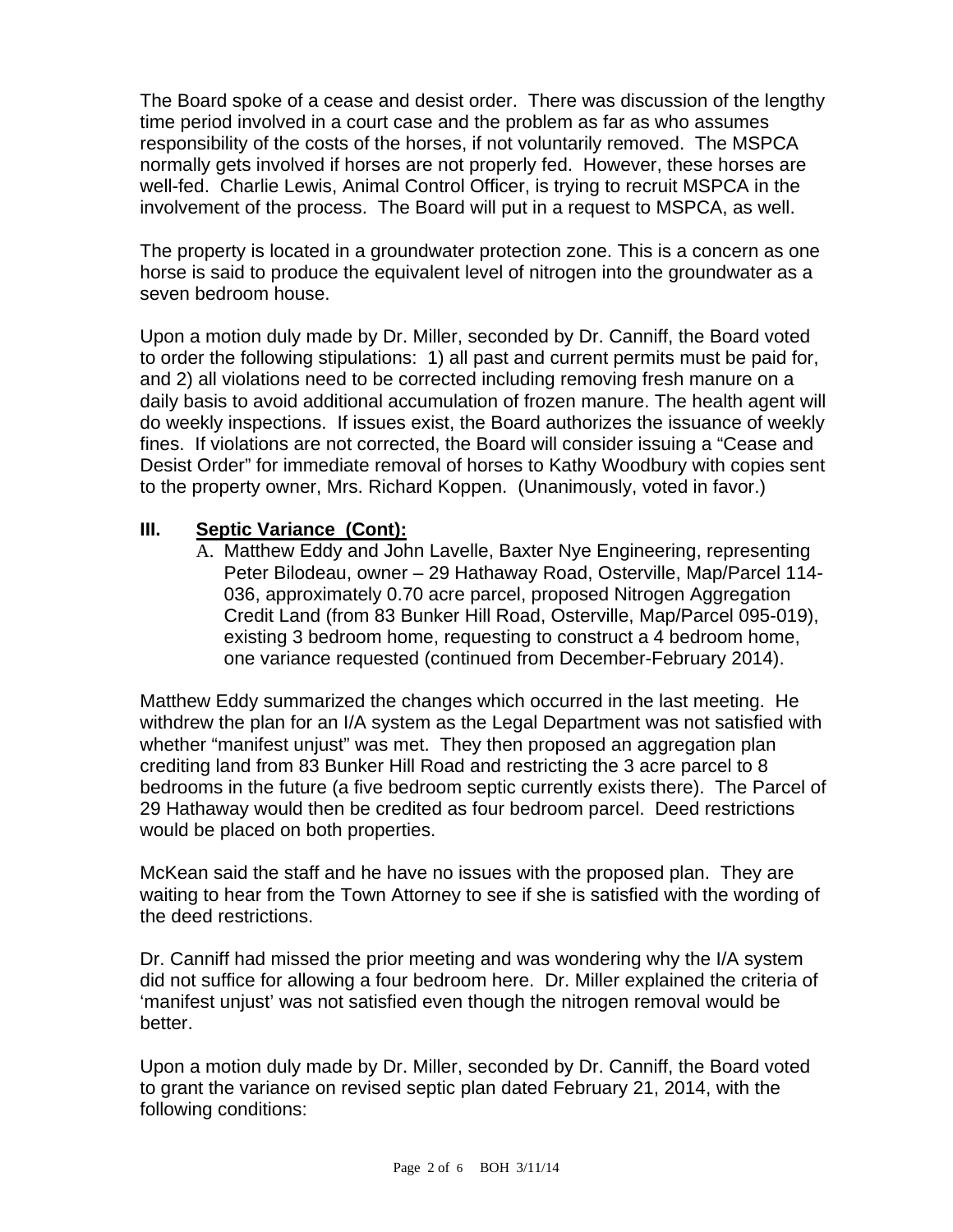The Board spoke of a cease and desist order. There was discussion of the lengthy time period involved in a court case and the problem as far as who assumes responsibility of the costs of the horses, if not voluntarily removed. The MSPCA normally gets involved if horses are not properly fed. However, these horses are well-fed. Charlie Lewis, Animal Control Officer, is trying to recruit MSPCA in the involvement of the process. The Board will put in a request to MSPCA, as well.

The property is located in a groundwater protection zone. This is a concern as one horse is said to produce the equivalent level of nitrogen into the groundwater as a seven bedroom house.

Upon a motion duly made by Dr. Miller, seconded by Dr. Canniff, the Board voted to order the following stipulations: 1) all past and current permits must be paid for, and 2) all violations need to be corrected including removing fresh manure on a daily basis to avoid additional accumulation of frozen manure. The health agent will do weekly inspections. If issues exist, the Board authorizes the issuance of weekly fines. If violations are not corrected, the Board will consider issuing a "Cease and Desist Order" for immediate removal of horses to Kathy Woodbury with copies sent to the property owner, Mrs. Richard Koppen. (Unanimously, voted in favor.)

## III. Septic Variance (Cont):

A. Matthew Eddy and John Lavelle, Baxter Nye Engineering, representing Peter Bilodeau, owner – 29 Hathaway Road, Osterville, Map/Parcel 114-036, approximately 0.70 acre parcel, proposed Nitrogen Aggregation Credit Land (from 83 Bunker Hill Road, Osterville, Map/Parcel 095-019), existing 3 bedroom home, requesting to construct a 4 bedroom home, one variance requested (continued from December-February 2014).

Matthew Eddy summarized the changes which occurred in the last meeting. He withdrew the plan for an I/A system as the Legal Department was not satisfied with whether "manifest unjust" was met. They then proposed an aggregation plan crediting land from 83 Bunker Hill Road and restricting the 3 acre parcel to 8 bedrooms in the future (a five bedroom septic currently exists there). The Parcel of 29 Hathaway would then be credited as four bedroom parcel. Deed restrictions would be placed on both properties.

McKean said the staff and he have no issues with the proposed plan. They are waiting to hear from the Town Attorney to see if she is satisfied with the wording of the deed restrictions.

Dr. Canniff had missed the prior meeting and was wondering why the I/A system did not suffice for allowing a four bedroom here. Dr. Miller explained the criteria of 'manifest unjust' was not satisfied even though the nitrogen removal would be better.

Upon a motion duly made by Dr. Miller, seconded by Dr. Canniff, the Board voted to grant the variance on revised septic plan dated February 21, 2014, with the following conditions: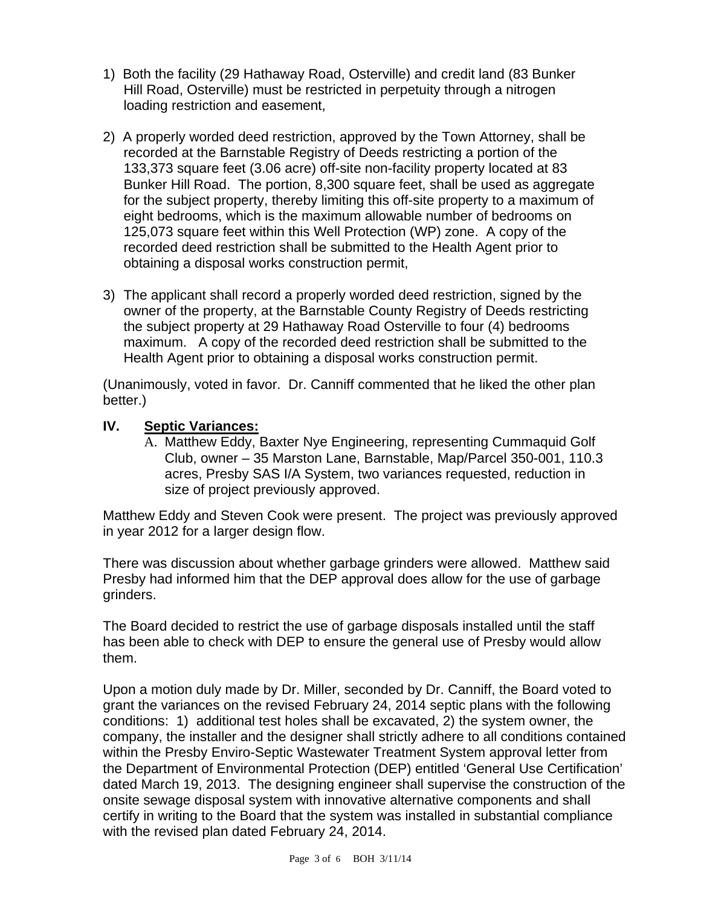1) Both the facility (29 Hathaway Road, Osterville) and credit land (83 Bunker Hill Road, Osterville) must be restricted in perpetuity through a nitrogen loading restriction and easement,

2) A properly worded deed restriction, approved by the Town Attorney, shall be recorded at the Barnstable Registry of Deeds restricting a portion of the 133,373 square feet (3.06 acre) off-site non-facility property located at 83 Bunker Hill Road. The portion, 8,300 square feet, shall be used as aggregate for the subject property, thereby limiting this off-site property to a maximum of eight bedrooms, which is the maximum allowable number of bedrooms on 125,073 square feet within this Well Protection (WP) zone. A copy of the recorded deed restriction shall be submitted to the Health Agent prior to obtaining a disposal works construction permit,

3) The applicant shall record a properly worded deed restriction, signed by the owner of the property, at the Barnstable County Registry of Deeds restricting the subject property at 29 Hathaway Road Osterville to four (4) bedrooms maximum. A copy of the recorded deed restriction shall be submitted to the Health Agent prior to obtaining a disposal works construction permit.

(Unanimously, voted in favor. Dr. Canniff commented that he liked the other plan better.)

## IV. Septic Variances:

A. Matthew Eddy, Baxter Nye Engineering, representing Cummaquid Golf Club, owner – 35 Marston Lane, Barnstable, Map/Parcel 350-001, 110.3 acres, Presby SAS I/A System, two variances requested, reduction in size of project previously approved.

Matthew Eddy and Steven Cook were present. The project was previously approved in year 2012 for a larger design flow.

There was discussion about whether garbage grinders were allowed. Matthew said Presby had informed him that the DEP approval does allow for the use of garbage grinders.

The Board decided to restrict the use of garbage disposals installed until the staff has been able to check with DEP to ensure the general use of Presby would allow them.

Upon a motion duly made by Dr. Miller, seconded by Dr. Canniff, the Board voted to grant the variances on the revised February 24, 2014 septic plans with the following conditions: 1) additional test holes shall be excavated, 2) the system owner, the company, the installer and the designer shall strictly adhere to all conditions contained within the Presby Enviro-Septic Wastewater Treatment System approval letter from the Department of Environmental Protection (DEP) entitled 'General Use Certification' dated March 19, 2013. The designing engineer shall supervise the construction of the onsite sewage disposal system with innovative alternative components and shall certify in writing to the Board that the system was installed in substantial compliance with the revised plan dated February 24, 2014.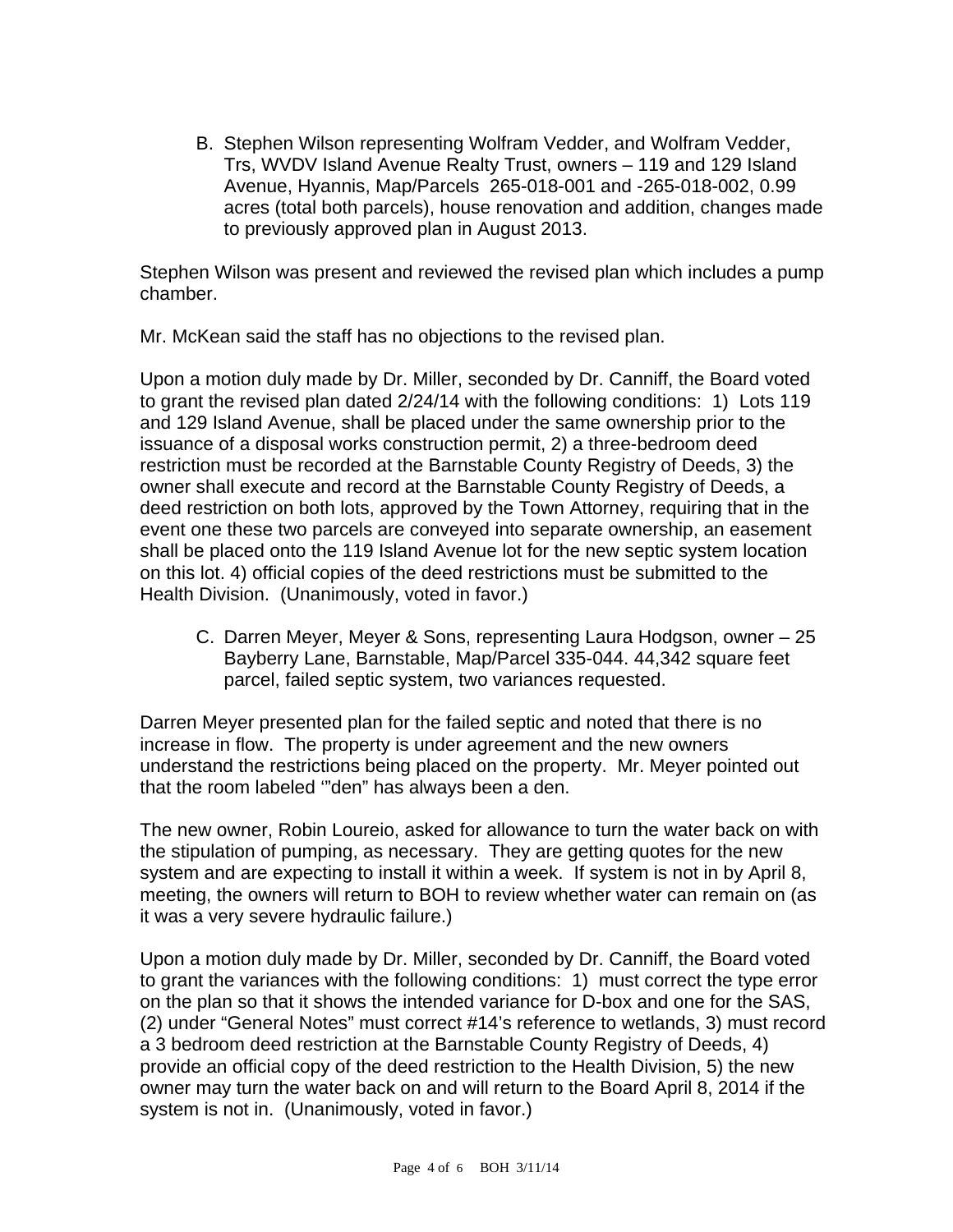B. Stephen Wilson representing Wolfram Vedder, and Wolfram Vedder, Trs, WVDV Island Avenue Realty Trust, owners – 119 and 129 Island Avenue, Hyannis, Map/Parcels 265-018-001 and -265-018-002, 0.99 acres (total both parcels), house renovation and addition, changes made to previously approved plan in August 2013.

Stephen Wilson was present and reviewed the revised plan which includes a pump chamber.

Mr. McKean said the staff has no objections to the revised plan.

Upon a motion duly made by Dr. Miller, seconded by Dr. Canniff, the Board voted to grant the revised plan dated 2/24/14 with the following conditions: 1) Lots 119 and 129 Island Avenue, shall be placed under the same ownership prior to the issuance of a disposal works construction permit, 2) a three-bedroom deed restriction must be recorded at the Barnstable County Registry of Deeds, 3) the owner shall execute and record at the Barnstable County Registry of Deeds, a deed restriction on both lots, approved by the Town Attorney, requiring that in the event one these two parcels are conveyed into separate ownership, an easement shall be placed onto the 119 Island Avenue lot for the new septic system location on this lot. 4) official copies of the deed restrictions must be submitted to the Health Division. (Unanimously, voted in favor.)

C. Darren Meyer, Meyer & Sons, representing Laura Hodgson, owner – 25 Bayberry Lane, Barnstable, Map/Parcel 335-044. 44,342 square feet parcel, failed septic system, two variances requested.

Darren Meyer presented plan for the failed septic and noted that there is no increase in flow. The property is under agreement and the new owners understand the restrictions being placed on the property. Mr. Meyer pointed out that the room labeled '"den" has always been a den.

The new owner, Robin Loureio, asked for allowance to turn the water back on with the stipulation of pumping, as necessary. They are getting quotes for the new system and are expecting to install it within a week. If system is not in by April 8, meeting, the owners will return to BOH to review whether water can remain on (as it was a very severe hydraulic failure.)

Upon a motion duly made by Dr. Miller, seconded by Dr. Canniff, the Board voted to grant the variances with the following conditions: 1) must correct the type error on the plan so that it shows the intended variance for D-box and one for the SAS, (2) under "General Notes" must correct #14's reference to wetlands, 3) must record a 3 bedroom deed restriction at the Barnstable County Registry of Deeds, 4) provide an official copy of the deed restriction to the Health Division, 5) the new owner may turn the water back on and will return to the Board April 8, 2014 if the system is not in. (Unanimously, voted in favor.)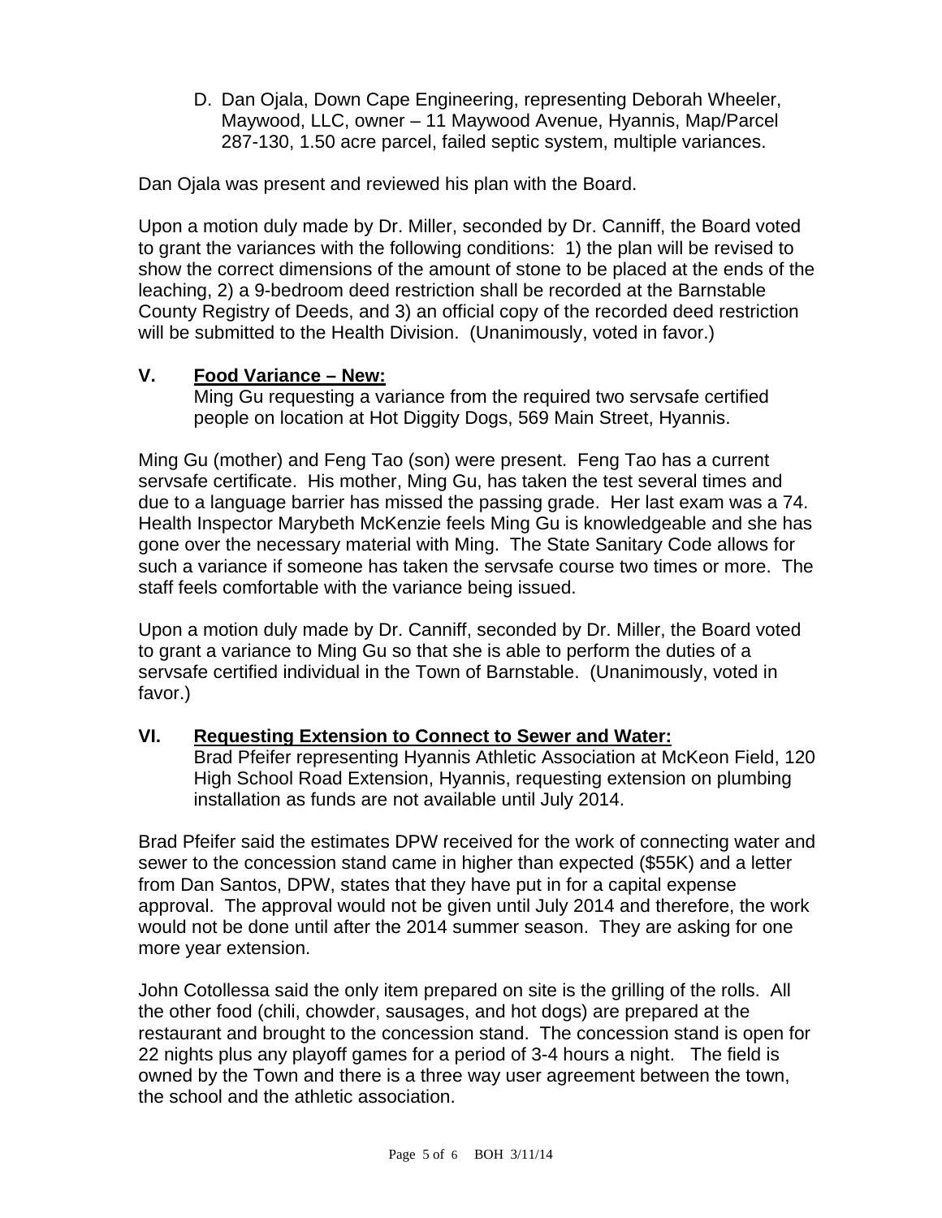D. Dan Ojala, Down Cape Engineering, representing Deborah Wheeler, Maywood, LLC, owner – 11 Maywood Avenue, Hyannis, Map/Parcel 287-130, 1.50 acre parcel, failed septic system, multiple variances.

Dan Ojala was present and reviewed his plan with the Board.

Upon a motion duly made by Dr. Miller, seconded by Dr. Canniff, the Board voted to grant the variances with the following conditions: 1) the plan will be revised to show the correct dimensions of the amount of stone to be placed at the ends of the leaching, 2) a 9-bedroom deed restriction shall be recorded at the Barnstable County Registry of Deeds, and 3) an official copy of the recorded deed restriction will be submitted to the Health Division. (Unanimously, voted in favor.)

## V. Food Variance – New:

Ming Gu requesting a variance from the required two servsafe certified people on location at Hot Diggity Dogs, 569 Main Street, Hyannis.

Ming Gu (mother) and Feng Tao (son) were present. Feng Tao has a current servsafe certificate. His mother, Ming Gu, has taken the test several times and due to a language barrier has missed the passing grade. Her last exam was a 74. Health Inspector Marybeth McKenzie feels Ming Gu is knowledgeable and she has gone over the necessary material with Ming. The State Sanitary Code allows for such a variance if someone has taken the servsafe course two times or more. The staff feels comfortable with the variance being issued.

Upon a motion duly made by Dr. Canniff, seconded by Dr. Miller, the Board voted to grant a variance to Ming Gu so that she is able to perform the duties of a servsafe certified individual in the Town of Barnstable. (Unanimously, voted in favor.)

## VI. Requesting Extension to Connect to Sewer and Water:

Brad Pfeifer representing Hyannis Athletic Association at McKeon Field, 120 High School Road Extension, Hyannis, requesting extension on plumbing installation as funds are not available until July 2014.

Brad Pfeifer said the estimates DPW received for the work of connecting water and sewer to the concession stand came in higher than expected ($55K) and a letter from Dan Santos, DPW, states that they have put in for a capital expense approval. The approval would not be given until July 2014 and therefore, the work would not be done until after the 2014 summer season. They are asking for one more year extension.

John Cotollessa said the only item prepared on site is the grilling of the rolls. All the other food (chili, chowder, sausages, and hot dogs) are prepared at the restaurant and brought to the concession stand. The concession stand is open for 22 nights plus any playoff games for a period of 3-4 hours a night. The field is owned by the Town and there is a three way user agreement between the town, the school and the athletic association.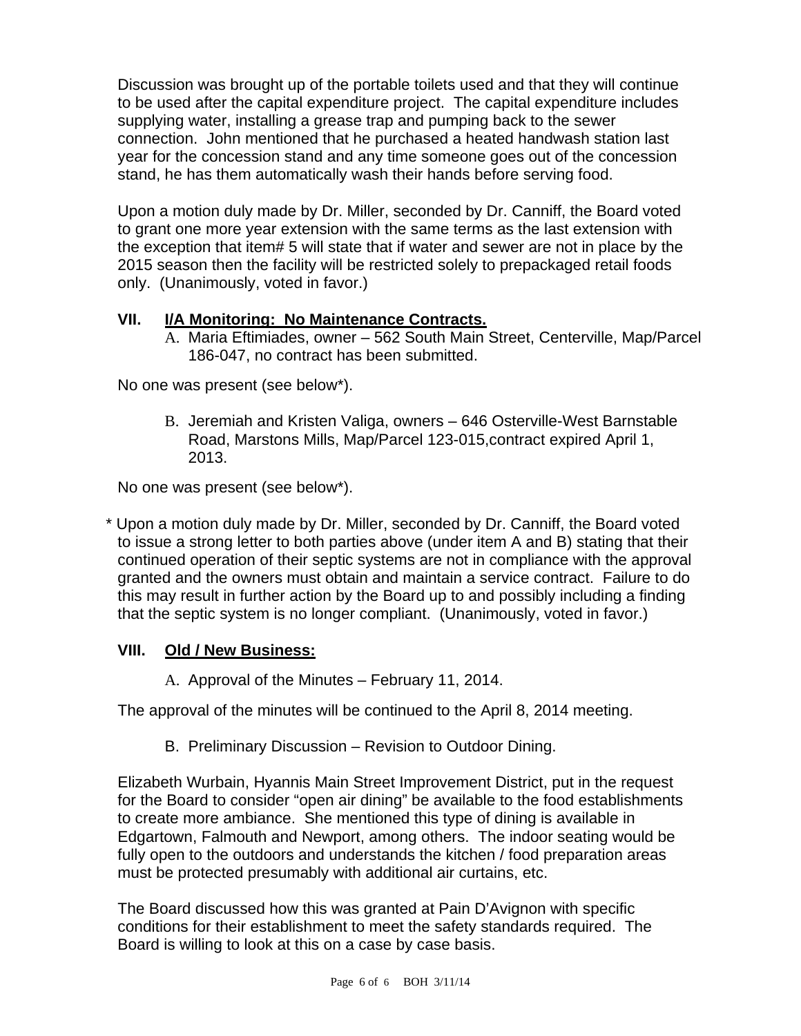Discussion was brought up of the portable toilets used and that they will continue to be used after the capital expenditure project. The capital expenditure includes supplying water, installing a grease trap and pumping back to the sewer connection. John mentioned that he purchased a heated handwash station last year for the concession stand and any time someone goes out of the concession stand, he has them automatically wash their hands before serving food.

Upon a motion duly made by Dr. Miller, seconded by Dr. Canniff, the Board voted to grant one more year extension with the same terms as the last extension with the exception that item# 5 will state that if water and sewer are not in place by the 2015 season then the facility will be restricted solely to prepackaged retail foods only. (Unanimously, voted in favor.)

## VII. <u>I/A Monitoring: No Maintenance Contracts.</u>

A. Maria Eftimiades, owner – 562 South Main Street, Centerville, Map/Parcel 186-047, no contract has been submitted.

No one was present (see below*).

B. Jeremiah and Kristen Valiga, owners – 646 Osterville-West Barnstable Road, Marstons Mills, Map/Parcel 123-015,contract expired April 1, 2013.

No one was present (see below*).

* Upon a motion duly made by Dr. Miller, seconded by Dr. Canniff, the Board voted to issue a strong letter to both parties above (under item A and B) stating that their continued operation of their septic systems are not in compliance with the approval granted and the owners must obtain and maintain a service contract. Failure to do this may result in further action by the Board up to and possibly including a finding that the septic system is no longer compliant. (Unanimously, voted in favor.)

## VIII. <u>Old / New Business:</u>

A. Approval of the Minutes – February 11, 2014.

The approval of the minutes will be continued to the April 8, 2014 meeting.

B. Preliminary Discussion – Revision to Outdoor Dining.

Elizabeth Wurbain, Hyannis Main Street Improvement District, put in the request for the Board to consider "open air dining" be available to the food establishments to create more ambiance. She mentioned this type of dining is available in Edgartown, Falmouth and Newport, among others. The indoor seating would be fully open to the outdoors and understands the kitchen / food preparation areas must be protected presumably with additional air curtains, etc.

The Board discussed how this was granted at Pain D'Avignon with specific conditions for their establishment to meet the safety standards required. The Board is willing to look at this on a case by case basis.